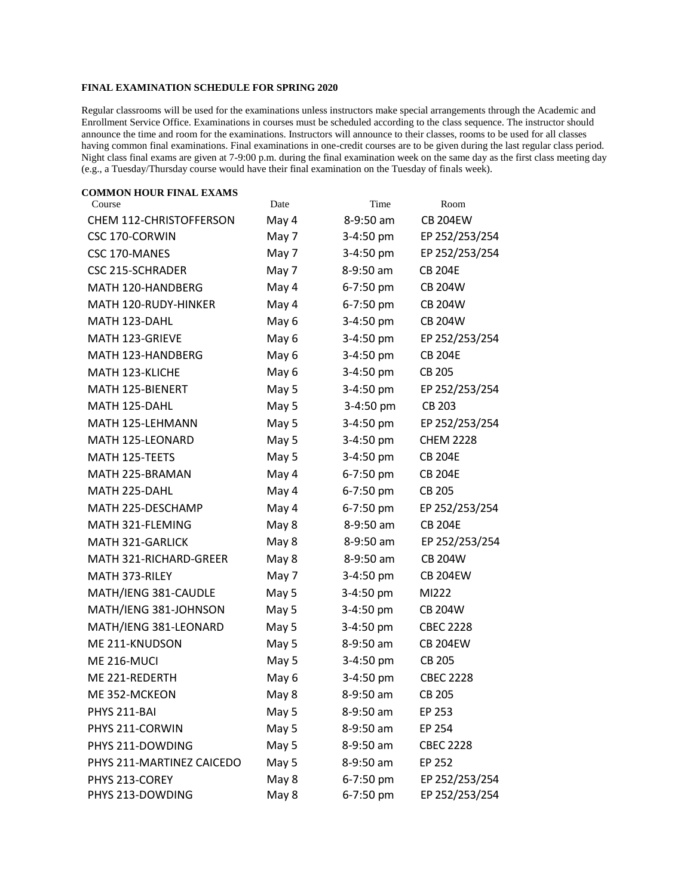**FINAL EXAMINATION SCHEDULE FOR SPRING 2020**

Regular classrooms will be used for the examinations unless instructors make special arrangements through the Academic and Enrollment Service Office. Examinations in courses must be scheduled according to the class sequence. The instructor should announce the time and room for the examinations. Instructors will announce to their classes, rooms to be used for all classes having common final examinations. Final examinations in one-credit courses are to be given during the last regular class period. Night class final exams are given at 7-9:00 p.m. during the final examination week on the same day as the first class meeting day (e.g., a Tuesday/Thursday course would have their final examination on the Tuesday of finals week).

**COMMON HOUR FINAL EXAMS**

| Course | Date | Time | Room |
|---|---|---|---|
| CHEM 112-CHRISTOFFERSON | May 4 | 8-9:50 am | CB 204EW |
| CSC 170-CORWIN | May 7 | 3-4:50 pm | EP 252/253/254 |
| CSC 170-MANES | May 7 | 3-4:50 pm | EP 252/253/254 |
| CSC 215-SCHRADER | May 7 | 8-9:50 am | CB 204E |
| MATH 120-HANDBERG | May 4 | 6-7:50 pm | CB 204W |
| MATH 120-RUDY-HINKER | May 4 | 6-7:50 pm | CB 204W |
| MATH 123-DAHL | May 6 | 3-4:50 pm | CB 204W |
| MATH 123-GRIEVE | May 6 | 3-4:50 pm | EP 252/253/254 |
| MATH 123-HANDBERG | May 6 | 3-4:50 pm | CB 204E |
| MATH 123-KLICHE | May 6 | 3-4:50 pm | CB 205 |
| MATH 125-BIENERT | May 5 | 3-4:50 pm | EP 252/253/254 |
| MATH 125-DAHL | May 5 | 3-4:50 pm | CB 203 |
| MATH 125-LEHMANN | May 5 | 3-4:50 pm | EP 252/253/254 |
| MATH 125-LEONARD | May 5 | 3-4:50 pm | CHEM 2228 |
| MATH 125-TEETS | May 5 | 3-4:50 pm | CB 204E |
| MATH 225-BRAMAN | May 4 | 6-7:50 pm | CB 204E |
| MATH 225-DAHL | May 4 | 6-7:50 pm | CB 205 |
| MATH 225-DESCHAMP | May 4 | 6-7:50 pm | EP 252/253/254 |
| MATH 321-FLEMING | May 8 | 8-9:50 am | CB 204E |
| MATH 321-GARLICK | May 8 | 8-9:50 am | EP 252/253/254 |
| MATH 321-RICHARD-GREER | May 8 | 8-9:50 am | CB 204W |
| MATH 373-RILEY | May 7 | 3-4:50 pm | CB 204EW |
| MATH/IENG 381-CAUDLE | May 5 | 3-4:50 pm | MI222 |
| MATH/IENG 381-JOHNSON | May 5 | 3-4:50 pm | CB 204W |
| MATH/IENG 381-LEONARD | May 5 | 3-4:50 pm | CBEC 2228 |
| ME 211-KNUDSON | May 5 | 8-9:50 am | CB 204EW |
| ME 216-MUCI | May 5 | 3-4:50 pm | CB 205 |
| ME 221-REDERTH | May 6 | 3-4:50 pm | CBEC 2228 |
| ME 352-MCKEON | May 8 | 8-9:50 am | CB 205 |
| PHYS 211-BAI | May 5 | 8-9:50 am | EP 253 |
| PHYS 211-CORWIN | May 5 | 8-9:50 am | EP 254 |
| PHYS 211-DOWDING | May 5 | 8-9:50 am | CBEC 2228 |
| PHYS 211-MARTINEZ CAICEDO | May 5 | 8-9:50 am | EP 252 |
| PHYS 213-COREY | May 8 | 6-7:50 pm | EP 252/253/254 |
| PHYS 213-DOWDING | May 8 | 6-7:50 pm | EP 252/253/254 |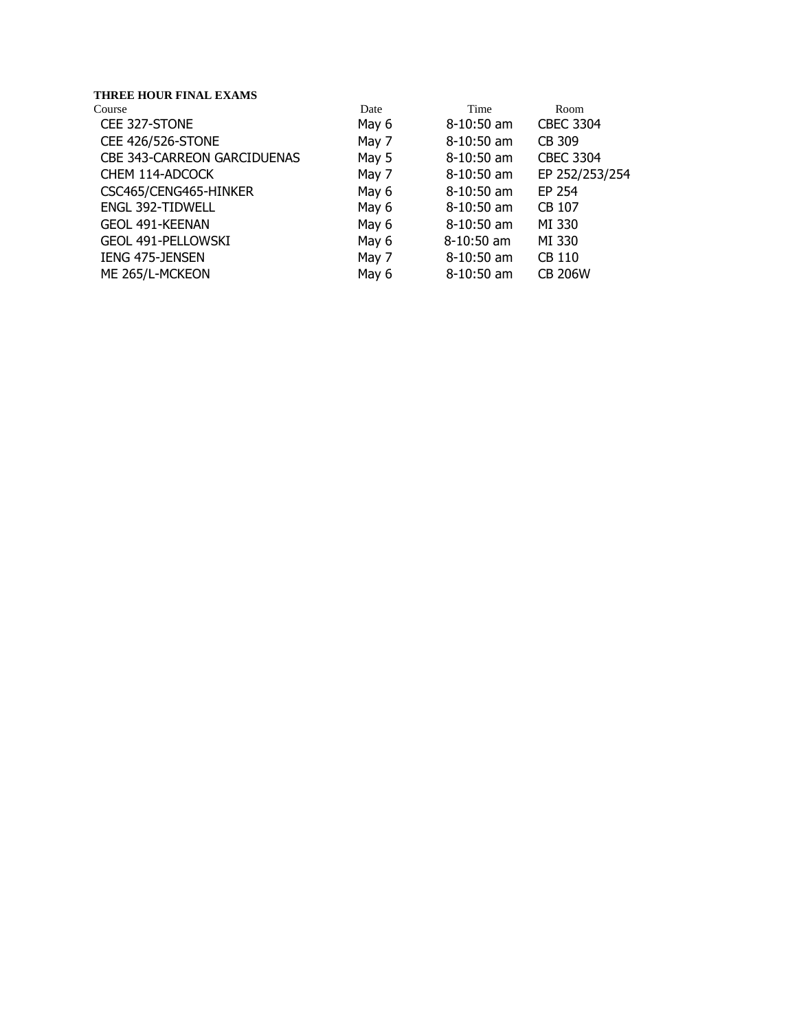**THREE HOUR FINAL EXAMS**

| Course | Date | Time | Room |
| --- | --- | --- | --- |
| CEE 327-STONE | May 6 | 8-10:50 am | CBEC 3304 |
| CEE 426/526-STONE | May 7 | 8-10:50 am | CB 309 |
| CBE 343-CARREON GARCIDUENAS | May 5 | 8-10:50 am | CBEC 3304 |
| CHEM 114-ADCOCK | May 7 | 8-10:50 am | EP 252/253/254 |
| CSC465/CENG465-HINKER | May 6 | 8-10:50 am | EP 254 |
| ENGL 392-TIDWELL | May 6 | 8-10:50 am | CB 107 |
| GEOL 491-KEENAN | May 6 | 8-10:50 am | MI 330 |
| GEOL 491-PELLOWSKI | May 6 | 8-10:50 am | MI 330 |
| IENG 475-JENSEN | May 7 | 8-10:50 am | CB 110 |
| ME 265/L-MCKEON | May 6 | 8-10:50 am | CB 206W |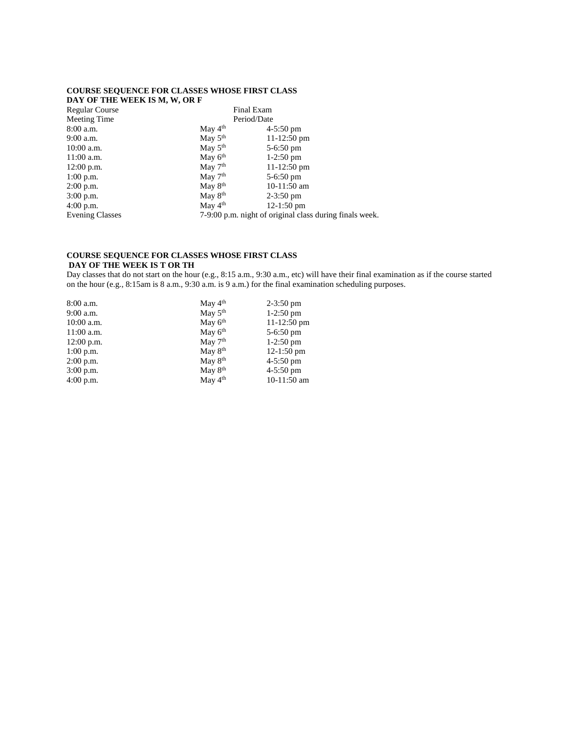**COURSE SEQUENCE FOR CLASSES WHOSE FIRST CLASS DAY OF THE WEEK IS M, W, OR F**

| Regular Course Meeting Time | Final Exam Period/Date | |
|---|---|---|
| 8:00 a.m. | May 4th | 4-5:50 pm |
| 9:00 a.m. | May 5th | 11-12:50 pm |
| 10:00 a.m. | May 5th | 5-6:50 pm |
| 11:00 a.m. | May 6th | 1-2:50 pm |
| 12:00 p.m. | May 7th | 11-12:50 pm |
| 1:00 p.m. | May 7th | 5-6:50 pm |
| 2:00 p.m. | May 8th | 10-11:50 am |
| 3:00 p.m. | May 8th | 2-3:50 pm |
| 4:00 p.m. | May 4th | 12-1:50 pm |
| Evening Classes | 7-9:00 p.m. night of original class during finals week. | |

**COURSE SEQUENCE FOR CLASSES WHOSE FIRST CLASS DAY OF THE WEEK IS T OR TH**

Day classes that do not start on the hour (e.g., 8:15 a.m., 9:30 a.m., etc) will have their final examination as if the course started on the hour (e.g., 8:15am is 8 a.m., 9:30 a.m. is 9 a.m.) for the final examination scheduling purposes.

| | | |
|---|---|---|
| 8:00 a.m. | May 4th | 2-3:50 pm |
| 9:00 a.m. | May 5th | 1-2:50 pm |
| 10:00 a.m. | May 6th | 11-12:50 pm |
| 11:00 a.m. | May 6th | 5-6:50 pm |
| 12:00 p.m. | May 7th | 1-2:50 pm |
| 1:00 p.m. | May 8th | 12-1:50 pm |
| 2:00 p.m. | May 8th | 4-5:50 pm |
| 3:00 p.m. | May 8th | 4-5:50 pm |
| 4:00 p.m. | May 4th | 10-11:50 am |